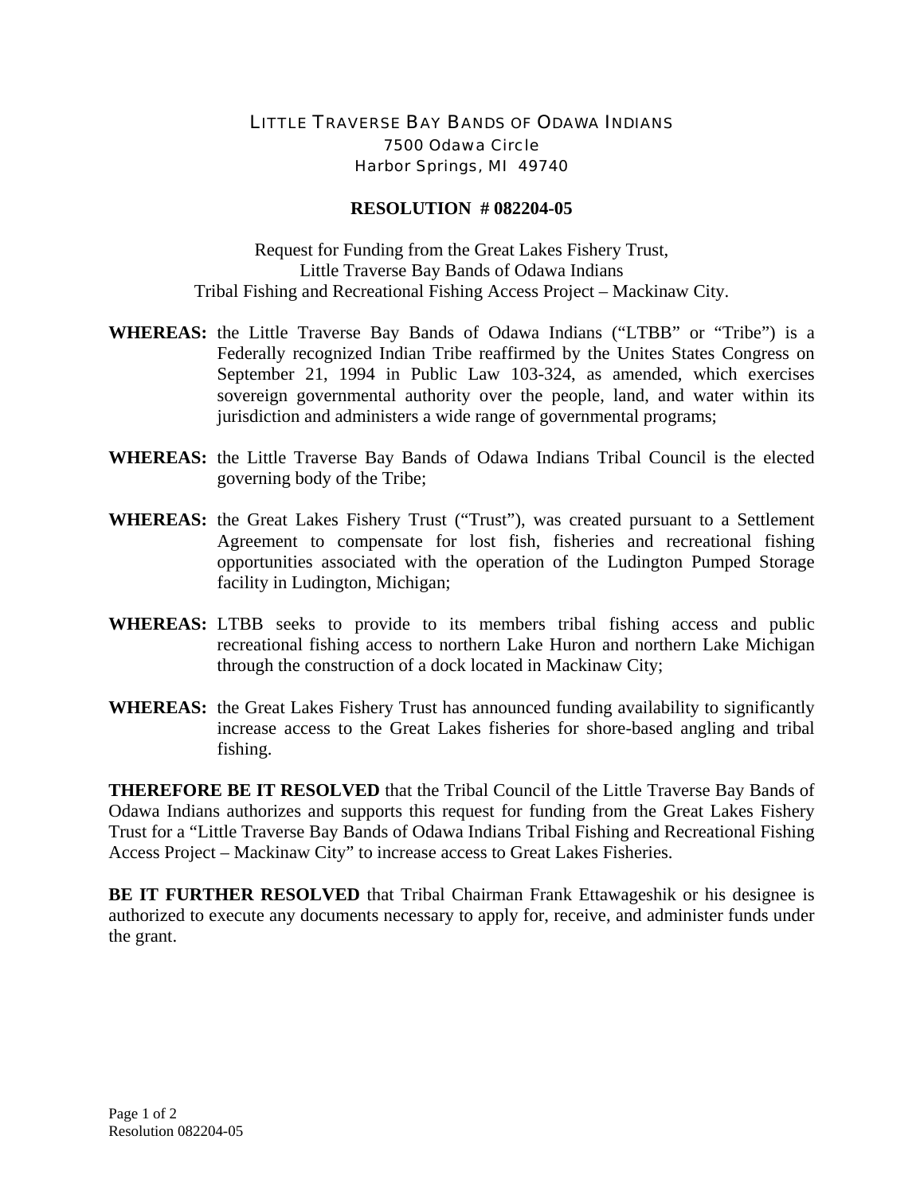# LITTLE TRAVERSE BAY BANDS OF ODAWA INDIANS

7500 Odawa Circle
Harbor Springs, MI 49740

## RESOLUTION # 082204-05

Request for Funding from the Great Lakes Fishery Trust,
Little Traverse Bay Bands of Odawa Indians
Tribal Fishing and Recreational Fishing Access Project – Mackinaw City.

**WHEREAS:** the Little Traverse Bay Bands of Odawa Indians ("LTBB" or "Tribe") is a Federally recognized Indian Tribe reaffirmed by the Unites States Congress on September 21, 1994 in Public Law 103-324, as amended, which exercises sovereign governmental authority over the people, land, and water within its jurisdiction and administers a wide range of governmental programs;

**WHEREAS:** the Little Traverse Bay Bands of Odawa Indians Tribal Council is the elected governing body of the Tribe;

**WHEREAS:** the Great Lakes Fishery Trust ("Trust"), was created pursuant to a Settlement Agreement to compensate for lost fish, fisheries and recreational fishing opportunities associated with the operation of the Ludington Pumped Storage facility in Ludington, Michigan;

**WHEREAS:** LTBB seeks to provide to its members tribal fishing access and public recreational fishing access to northern Lake Huron and northern Lake Michigan through the construction of a dock located in Mackinaw City;

**WHEREAS:** the Great Lakes Fishery Trust has announced funding availability to significantly increase access to the Great Lakes fisheries for shore-based angling and tribal fishing.

**THEREFORE BE IT RESOLVED** that the Tribal Council of the Little Traverse Bay Bands of Odawa Indians authorizes and supports this request for funding from the Great Lakes Fishery Trust for a "Little Traverse Bay Bands of Odawa Indians Tribal Fishing and Recreational Fishing Access Project – Mackinaw City" to increase access to Great Lakes Fisheries.

**BE IT FURTHER RESOLVED** that Tribal Chairman Frank Ettawageshik or his designee is authorized to execute any documents necessary to apply for, receive, and administer funds under the grant.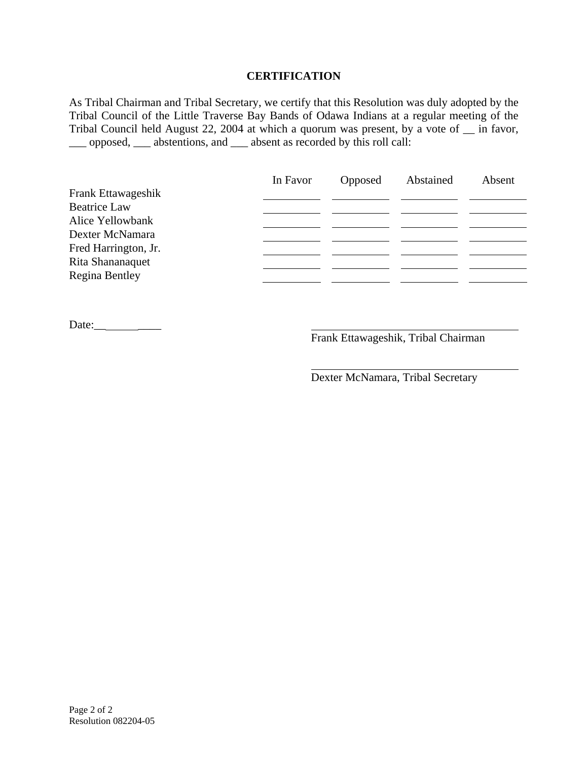**CERTIFICATION**

As Tribal Chairman and Tribal Secretary, we certify that this Resolution was duly adopted by the Tribal Council of the Little Traverse Bay Bands of Odawa Indians at a regular meeting of the Tribal Council held August 22, 2004 at which a quorum was present, by a vote of __ in favor, ___ opposed, ___ abstentions, and ___ absent as recorded by this roll call:

| | In Favor | Opposed | Abstained | Absent |
|---|---|---|---|---|
| Frank Ettawageshik | | | | |
| Beatrice Law | | | | |
| Alice Yellowbank | | | | |
| Dexter McNamara | | | | |
| Fred Harrington, Jr. | | | | |
| Rita Shananaquet | | | | |
| Regina Bentley | | | | |

Date:___________

_________________________________
Frank Ettawageshik, Tribal Chairman

_________________________________
Dexter McNamara, Tribal Secretary

Resolution 082204-05